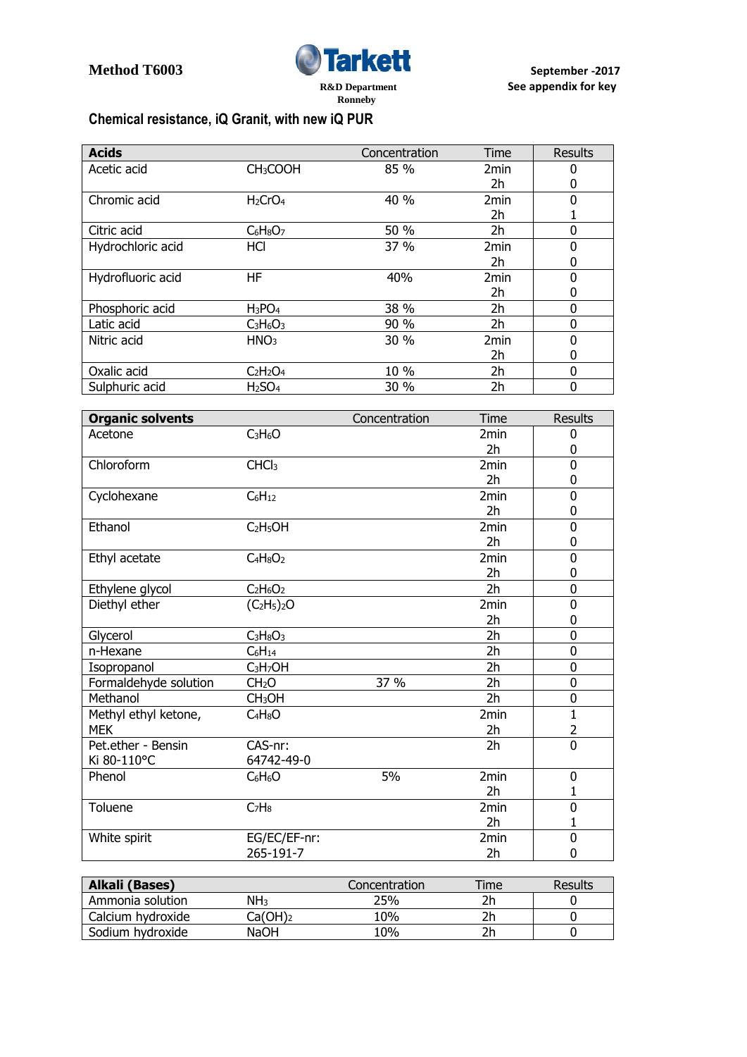Method T6003

**Tarkett**

R&D Department
Ronneby

September -2017
See appendix for key

## Chemical resistance, iQ Granit, with new iQ PUR

| **Acids** | | Concentration | Time | Results |
|---|---|---|---|---|
| Acetic acid | $CH_3COOH$ | 85 % | 2min<br>2h | 0<br>0 |
| Chromic acid | $H_2CrO_4$ | 40 % | 2min<br>2h | 0<br>1 |
| Citric acid | $C_6H_8O_7$ | 50 % | 2h | 0 |
| Hydrochloric acid | HCl | 37 % | 2min<br>2h | 0<br>0 |
| Hydrofluoric acid | HF | 40% | 2min<br>2h | 0<br>0 |
| Phosphoric acid | $H_3PO_4$ | 38 % | 2h | 0 |
| Latic acid | $C_3H_6O_3$ | 90 % | 2h | 0 |
| Nitric acid | $HNO_3$ | 30 % | 2min<br>2h | 0<br>0 |
| Oxalic acid | $C_2H_2O_4$ | 10 % | 2h | 0 |
| Sulphuric acid | $H_2SO_4$ | 30 % | 2h | 0 |

| **Organic solvents** | | Concentration | Time | Results |
|---|---|---|---|---|
| Acetone | $C_3H_6O$ | | 2min<br>2h | 0<br>0 |
| Chloroform | $CHCl_3$ | | 2min<br>2h | 0<br>0 |
| Cyclohexane | $C_6H_{12}$ | | 2min<br>2h | 0<br>0 |
| Ethanol | $C_2H_5OH$ | | 2min<br>2h | 0<br>0 |
| Ethyl acetate | $C_4H_8O_2$ | | 2min<br>2h | 0<br>0 |
| Ethylene glycol | $C_2H_6O_2$ | | 2h | 0 |
| Diethyl ether | $(C_2H_5)_2O$ | | 2min<br>2h | 0<br>0 |
| Glycerol | $C_3H_8O_3$ | | 2h | 0 |
| n-Hexane | $C_6H_{14}$ | | 2h | 0 |
| Isopropanol | $C_3H_7OH$ | | 2h | 0 |
| Formaldehyde solution | $CH_2O$ | 37 % | 2h | 0 |
| Methanol | $CH_3OH$ | | 2h | 0 |
| Methyl ethyl ketone, MEK | $C_4H_8O$ | | 2min<br>2h | 1<br>2 |
| Pet.ether - Bensin Ki 80-110°C | CAS-nr: 64742-49-0 | | 2h | 0 |
| Phenol | $C_6H_6O$ | 5% | 2min<br>2h | 0<br>1 |
| Toluene | $C_7H_8$ | | 2min<br>2h | 0<br>1 |
| White spirit | EG/EC/EF-nr: 265-191-7 | | 2min<br>2h | 0<br>0 |

| **Alkali (Bases)** | | Concentration | Time | Results |
|---|---|---|---|---|
| Ammonia solution | $NH_3$ | 25% | 2h | 0 |
| Calcium hydroxide | $Ca(OH)_2$ | 10% | 2h | 0 |
| Sodium hydroxide | NaOH | 10% | 2h | 0 |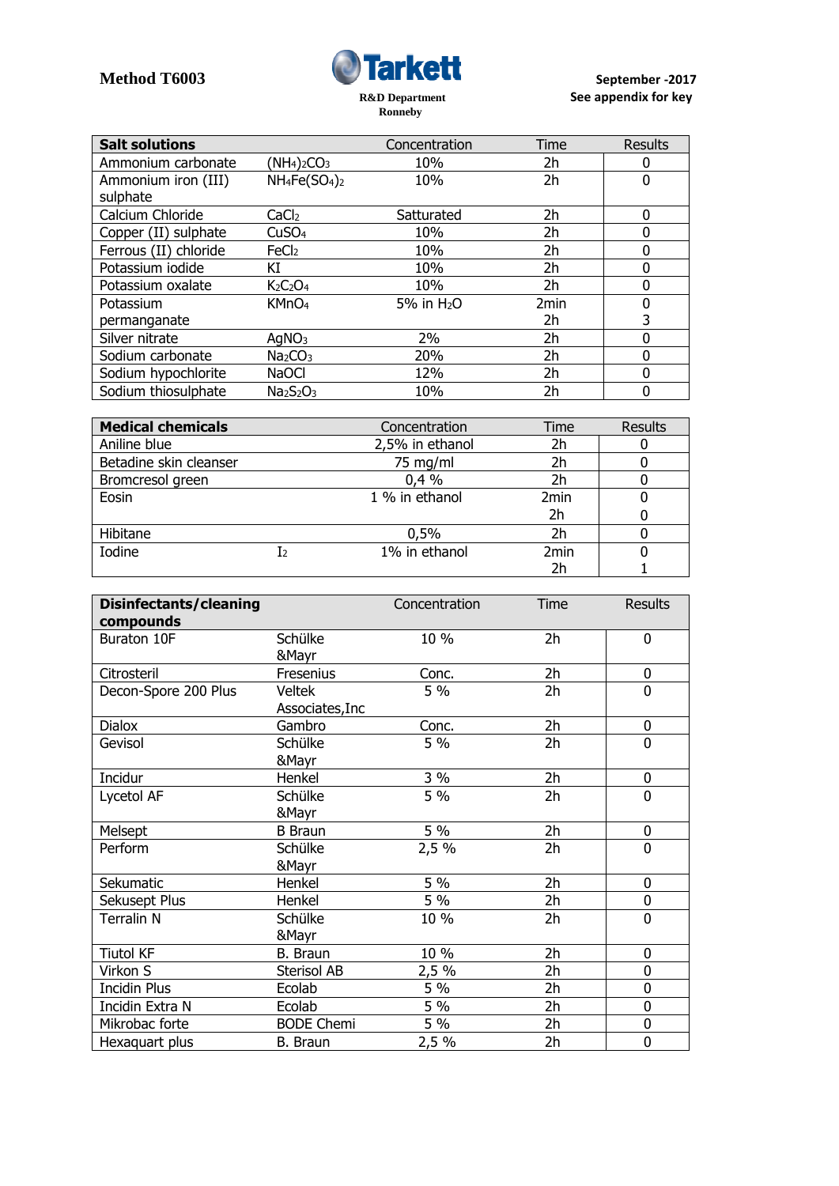Method T6003

Tarkett

R&D Department
Ronneby

September -2017
See appendix for key

| Salt solutions | | Concentration | Time | Results |
|---|---|---|---|---|
| Ammonium carbonate | $(NH_4)_2CO_3$ | 10% | 2h | 0 |
| Ammonium iron (III) sulphate | $NH_4Fe(SO_4)_2$ | 10% | 2h | 0 |
| Calcium Chloride | $CaCl_2$ | Satturated | 2h | 0 |
| Copper (II) sulphate | $CuSO_4$ | 10% | 2h | 0 |
| Ferrous (II) chloride | $FeCl_2$ | 10% | 2h | 0 |
| Potassium iodide | KI | 10% | 2h | 0 |
| Potassium oxalate | $K_2C_2O_4$ | 10% | 2h | 0 |
| Potassium permanganate | $KMnO_4$ | 5% in $H_2O$ | 2min<br>2h | 0<br>3 |
| Silver nitrate | $AgNO_3$ | 2% | 2h | 0 |
| Sodium carbonate | $Na_2CO_3$ | 20% | 2h | 0 |
| Sodium hypochlorite | NaOCl | 12% | 2h | 0 |
| Sodium thiosulphate | $Na_2S_2O_3$ | 10% | 2h | 0 |

| Medical chemicals | | Concentration | Time | Results |
|---|---|---|---|---|
| Aniline blue | | 2,5% in ethanol | 2h | 0 |
| Betadine skin cleanser | | 75 mg/ml | 2h | 0 |
| Bromcresol green | | 0,4 % | 2h | 0 |
| Eosin | | 1 % in ethanol | 2min<br>2h | 0<br>0 |
| Hibitane | | 0,5% | 2h | 0 |
| Iodine | $I_2$ | 1% in ethanol | 2min<br>2h | 0<br>1 |

| Disinfectants/cleaning compounds | | Concentration | Time | Results |
|---|---|---|---|---|
| Buraton 10F | Schülke &Mayr | 10 % | 2h | 0 |
| Citrosteril | Fresenius | Conc. | 2h | 0 |
| Decon-Spore 200 Plus | Veltek Associates,Inc | 5 % | 2h | 0 |
| Dialox | Gambro | Conc. | 2h | 0 |
| Gevisol | Schülke &Mayr | 5 % | 2h | 0 |
| Incidur | Henkel | 3 % | 2h | 0 |
| Lycetol AF | Schülke &Mayr | 5 % | 2h | 0 |
| Melsept | B Braun | 5 % | 2h | 0 |
| Perform | Schülke &Mayr | 2,5 % | 2h | 0 |
| Sekumatic | Henkel | 5 % | 2h | 0 |
| Sekusept Plus | Henkel | 5 % | 2h | 0 |
| Terralin N | Schülke &Mayr | 10 % | 2h | 0 |
| Tiutol KF | B. Braun | 10 % | 2h | 0 |
| Virkon S | Sterisol AB | 2,5 % | 2h | 0 |
| Incidin Plus | Ecolab | 5 % | 2h | 0 |
| Incidin Extra N | Ecolab | 5 % | 2h | 0 |
| Mikrobac forte | BODE Chemi | 5 % | 2h | 0 |
| Hexaquart plus | B. Braun | 2,5 % | 2h | 0 |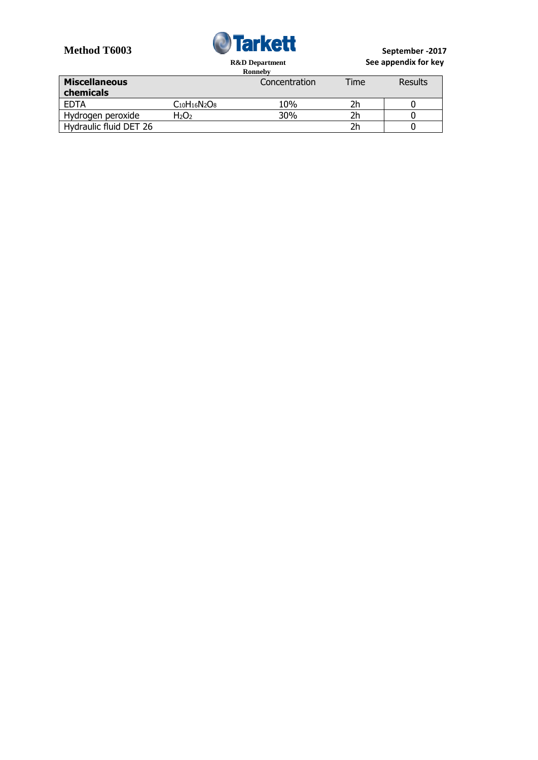| Miscellaneous chemicals | | Concentration | Time | Results |
|---|---|---|---|---|
| EDTA | $C_{10}H_{16}N_2O_8$ | 10% | 2h | 0 |
| Hydrogen peroxide | $H_2O_2$ | 30% | 2h | 0 |
| Hydraulic fluid DET 26 | | | 2h | 0 |